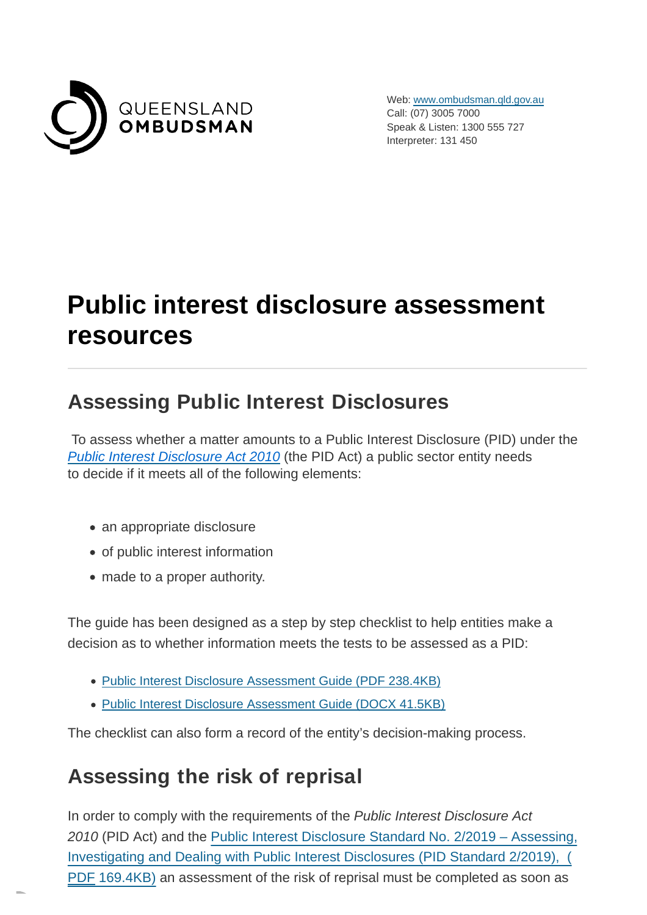QUEENSLAND **OMBUDSMAN**

Web: www.ombudsman.qld.gov.au
Call: (07) 3005 7000
Speak & Listen: 1300 555 727
Interpreter: 131 450

# Public interest disclosure assessment resources

## Assessing Public Interest Disclosures

To assess whether a matter amounts to a Public Interest Disclosure (PID) under the *Public Interest Disclosure Act 2010* (the PID Act) a public sector entity needs to decide if it meets all of the following elements:

- an appropriate disclosure
- of public interest information
- made to a proper authority.

The guide has been designed as a step by step checklist to help entities make a decision as to whether information meets the tests to be assessed as a PID:

- Public Interest Disclosure Assessment Guide (PDF 238.4KB)
- Public Interest Disclosure Assessment Guide (DOCX 41.5KB)

The checklist can also form a record of the entity's decision-making process.

## Assessing the risk of reprisal

In order to comply with the requirements of the *Public Interest Disclosure Act 2010* (PID Act) and the Public Interest Disclosure Standard No. 2/2019 – Assessing, Investigating and Dealing with Public Interest Disclosures (PID Standard 2/2019), (PDF 169.4KB) an assessment of the risk of reprisal must be completed as soon as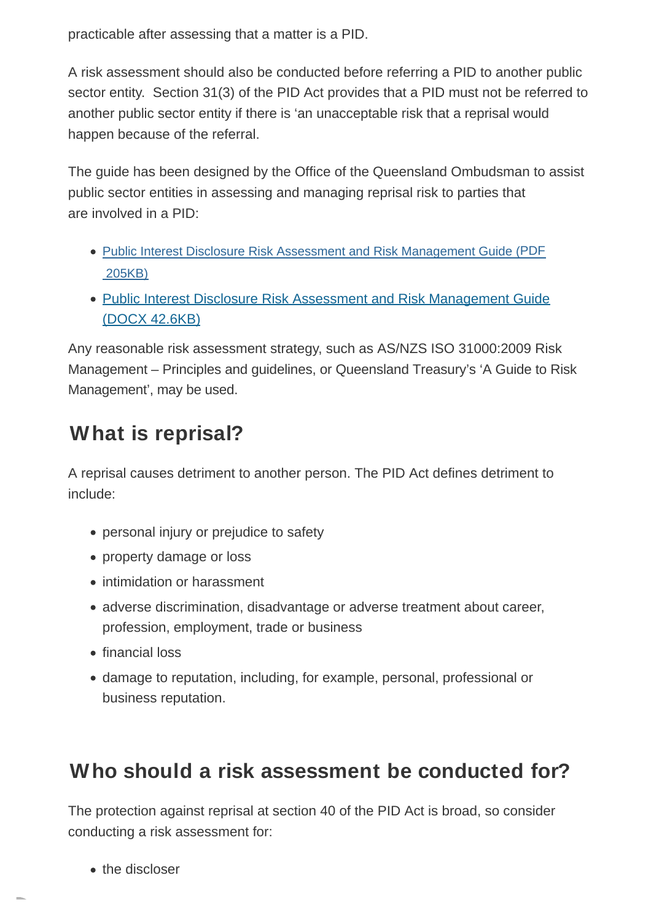practicable after assessing that a matter is a PID.

A risk assessment should also be conducted before referring a PID to another public sector entity. Section 31(3) of the PID Act provides that a PID must not be referred to another public sector entity if there is 'an unacceptable risk that a reprisal would happen because of the referral.

The guide has been designed by the Office of the Queensland Ombudsman to assist public sector entities in assessing and managing reprisal risk to parties that are involved in a PID:

- Public Interest Disclosure Risk Assessment and Risk Management Guide (PDF 205KB)
- Public Interest Disclosure Risk Assessment and Risk Management Guide (DOCX 42.6KB)

Any reasonable risk assessment strategy, such as AS/NZS ISO 31000:2009 Risk Management – Principles and guidelines, or Queensland Treasury's 'A Guide to Risk Management', may be used.

## What is reprisal?

A reprisal causes detriment to another person. The PID Act defines detriment to include:

- personal injury or prejudice to safety
- property damage or loss
- intimidation or harassment
- adverse discrimination, disadvantage or adverse treatment about career, profession, employment, trade or business
- financial loss
- damage to reputation, including, for example, personal, professional or business reputation.

## Who should a risk assessment be conducted for?

The protection against reprisal at section 40 of the PID Act is broad, so consider conducting a risk assessment for:

- the discloser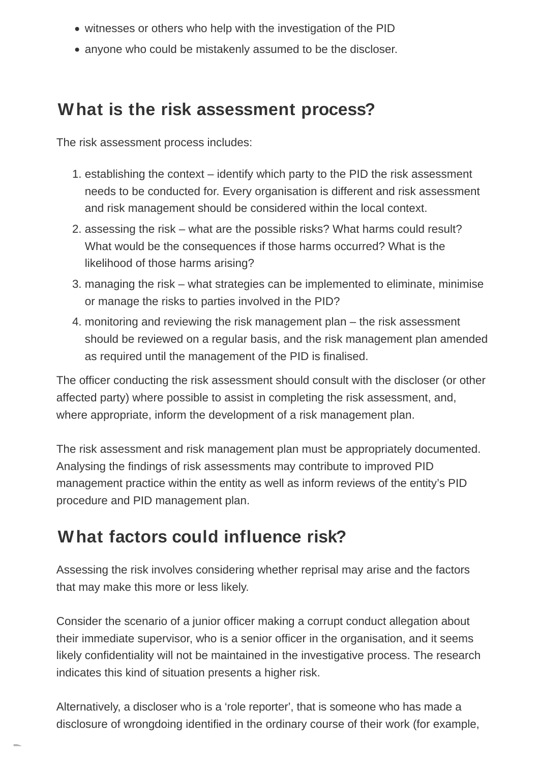- witnesses or others who help with the investigation of the PID
- anyone who could be mistakenly assumed to be the discloser.

## What is the risk assessment process?

The risk assessment process includes:

1. establishing the context – identify which party to the PID the risk assessment needs to be conducted for. Every organisation is different and risk assessment and risk management should be considered within the local context.
2. assessing the risk – what are the possible risks? What harms could result? What would be the consequences if those harms occurred? What is the likelihood of those harms arising?
3. managing the risk – what strategies can be implemented to eliminate, minimise or manage the risks to parties involved in the PID?
4. monitoring and reviewing the risk management plan – the risk assessment should be reviewed on a regular basis, and the risk management plan amended as required until the management of the PID is finalised.

The officer conducting the risk assessment should consult with the discloser (or other affected party) where possible to assist in completing the risk assessment, and, where appropriate, inform the development of a risk management plan.

The risk assessment and risk management plan must be appropriately documented. Analysing the findings of risk assessments may contribute to improved PID management practice within the entity as well as inform reviews of the entity's PID procedure and PID management plan.

## What factors could influence risk?

Assessing the risk involves considering whether reprisal may arise and the factors that may make this more or less likely.

Consider the scenario of a junior officer making a corrupt conduct allegation about their immediate supervisor, who is a senior officer in the organisation, and it seems likely confidentiality will not be maintained in the investigative process. The research indicates this kind of situation presents a higher risk.

Alternatively, a discloser who is a 'role reporter', that is someone who has made a disclosure of wrongdoing identified in the ordinary course of their work (for example,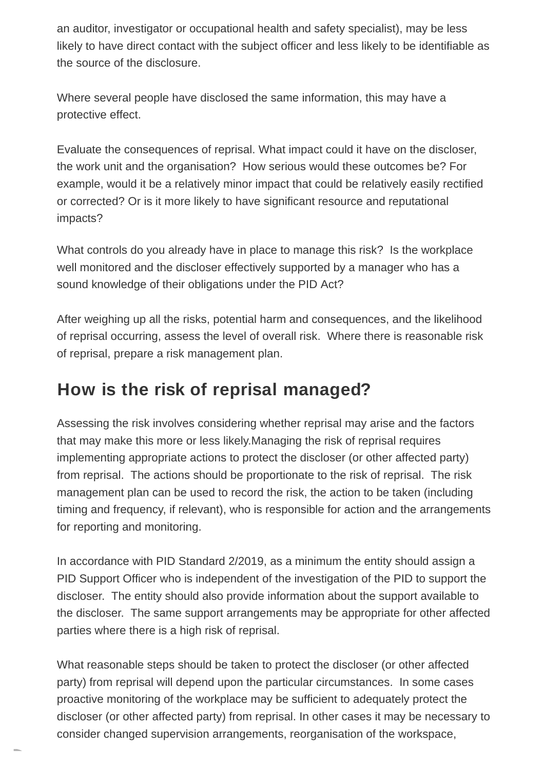an auditor, investigator or occupational health and safety specialist), may be less likely to have direct contact with the subject officer and less likely to be identifiable as the source of the disclosure.

Where several people have disclosed the same information, this may have a protective effect.

Evaluate the consequences of reprisal. What impact could it have on the discloser, the work unit and the organisation? How serious would these outcomes be? For example, would it be a relatively minor impact that could be relatively easily rectified or corrected? Or is it more likely to have significant resource and reputational impacts?

What controls do you already have in place to manage this risk? Is the workplace well monitored and the discloser effectively supported by a manager who has a sound knowledge of their obligations under the PID Act?

After weighing up all the risks, potential harm and consequences, and the likelihood of reprisal occurring, assess the level of overall risk. Where there is reasonable risk of reprisal, prepare a risk management plan.

## How is the risk of reprisal managed?

Assessing the risk involves considering whether reprisal may arise and the factors that may make this more or less likely.Managing the risk of reprisal requires implementing appropriate actions to protect the discloser (or other affected party) from reprisal. The actions should be proportionate to the risk of reprisal. The risk management plan can be used to record the risk, the action to be taken (including timing and frequency, if relevant), who is responsible for action and the arrangements for reporting and monitoring.

In accordance with PID Standard 2/2019, as a minimum the entity should assign a PID Support Officer who is independent of the investigation of the PID to support the discloser. The entity should also provide information about the support available to the discloser. The same support arrangements may be appropriate for other affected parties where there is a high risk of reprisal.

What reasonable steps should be taken to protect the discloser (or other affected party) from reprisal will depend upon the particular circumstances. In some cases proactive monitoring of the workplace may be sufficient to adequately protect the discloser (or other affected party) from reprisal. In other cases it may be necessary to consider changed supervision arrangements, reorganisation of the workspace,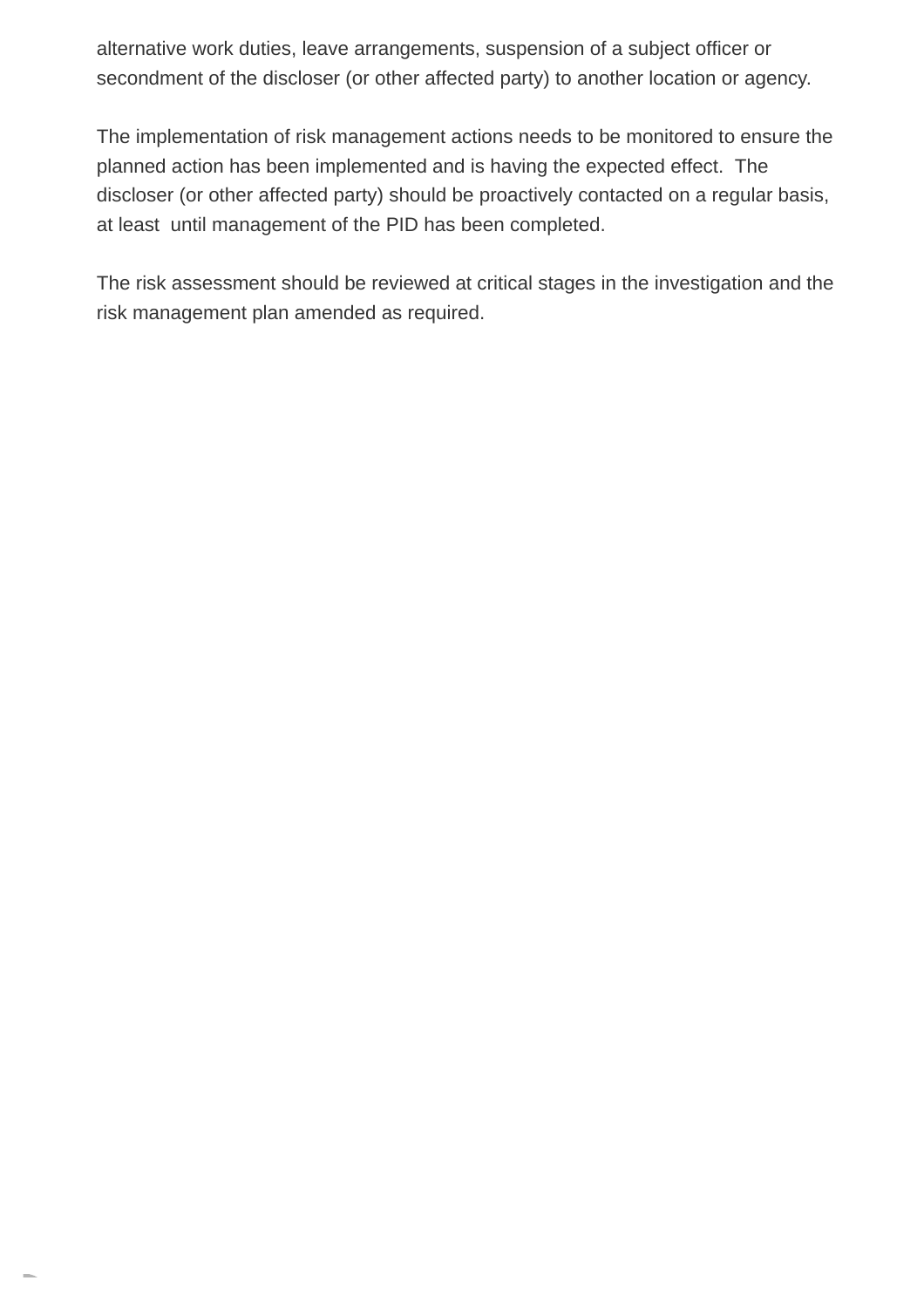alternative work duties, leave arrangements, suspension of a subject officer or secondment of the discloser (or other affected party) to another location or agency.

The implementation of risk management actions needs to be monitored to ensure the planned action has been implemented and is having the expected effect. The discloser (or other affected party) should be proactively contacted on a regular basis, at least until management of the PID has been completed.

The risk assessment should be reviewed at critical stages in the investigation and the risk management plan amended as required.